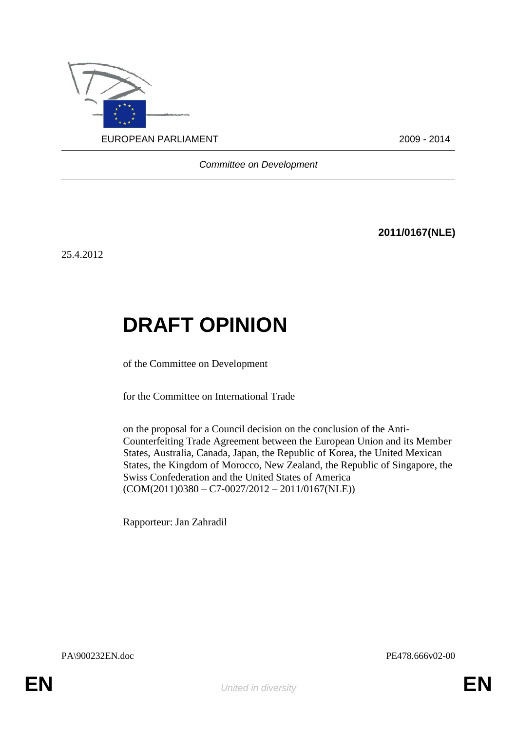EUROPEAN PARLIAMENT 2009 - 2014

*Committee on Development*

**2011/0167(NLE)**

25.4.2012

# DRAFT OPINION

of the Committee on Development

for the Committee on International Trade

on the proposal for a Council decision on the conclusion of the Anti-Counterfeiting Trade Agreement between the European Union and its Member States, Australia, Canada, Japan, the Republic of Korea, the United Mexican States, the Kingdom of Morocco, New Zealand, the Republic of Singapore, the Swiss Confederation and the United States of America
(COM(2011)0380 – C7-0027/2012 – 2011/0167(NLE))

Rapporteur: Jan Zahradil

PA\900232EN.doc PE478.666v02-00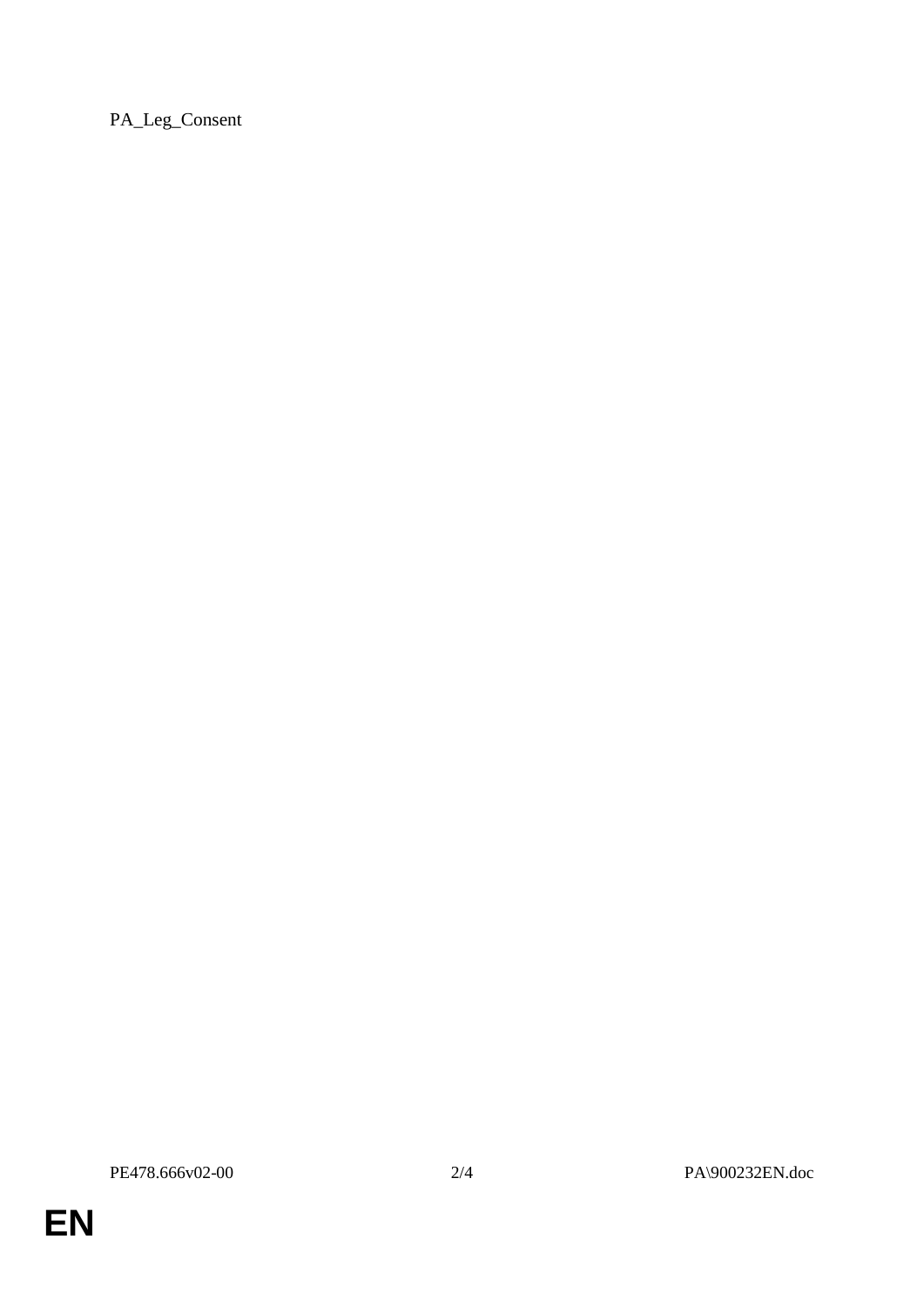PA_Leg_Consent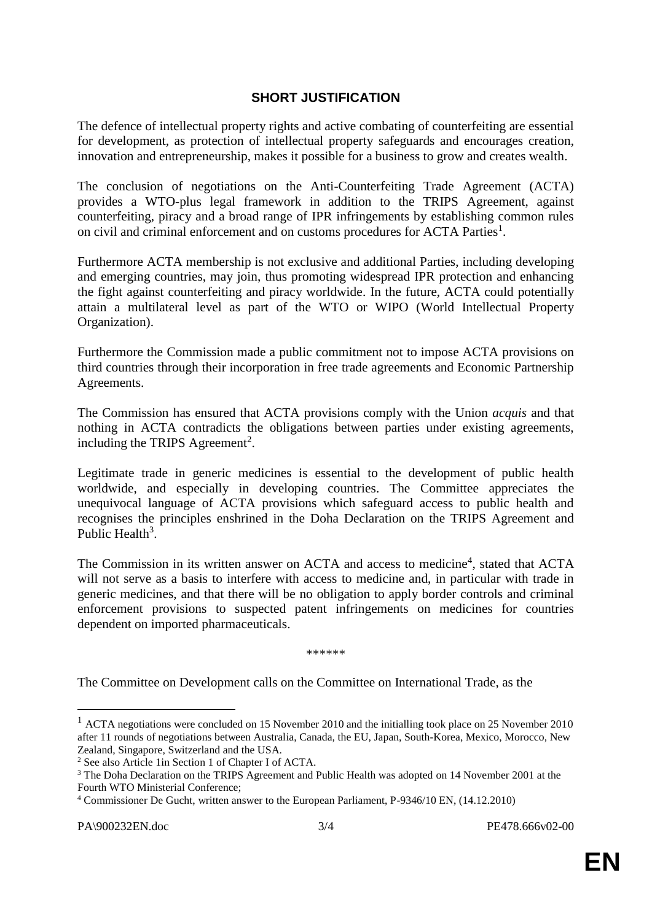## SHORT JUSTIFICATION

The defence of intellectual property rights and active combating of counterfeiting are essential for development, as protection of intellectual property safeguards and encourages creation, innovation and entrepreneurship, makes it possible for a business to grow and creates wealth.

The conclusion of negotiations on the Anti-Counterfeiting Trade Agreement (ACTA) provides a WTO-plus legal framework in addition to the TRIPS Agreement, against counterfeiting, piracy and a broad range of IPR infringements by establishing common rules on civil and criminal enforcement and on customs procedures for ACTA Parties[1].

Furthermore ACTA membership is not exclusive and additional Parties, including developing and emerging countries, may join, thus promoting widespread IPR protection and enhancing the fight against counterfeiting and piracy worldwide. In the future, ACTA could potentially attain a multilateral level as part of the WTO or WIPO (World Intellectual Property Organization).

Furthermore the Commission made a public commitment not to impose ACTA provisions on third countries through their incorporation in free trade agreements and Economic Partnership Agreements.

The Commission has ensured that ACTA provisions comply with the Union *acquis* and that nothing in ACTA contradicts the obligations between parties under existing agreements, including the TRIPS Agreement[2].

Legitimate trade in generic medicines is essential to the development of public health worldwide, and especially in developing countries. The Committee appreciates the unequivocal language of ACTA provisions which safeguard access to public health and recognises the principles enshrined in the Doha Declaration on the TRIPS Agreement and Public Health[3].

The Commission in its written answer on ACTA and access to medicine[4], stated that ACTA will not serve as a basis to interfere with access to medicine and, in particular with trade in generic medicines, and that there will be no obligation to apply border controls and criminal enforcement provisions to suspected patent infringements on medicines for countries dependent on imported pharmaceuticals.

\*\*\*\*\*\*

The Committee on Development calls on the Committee on International Trade, as the

---

[1] ACTA negotiations were concluded on 15 November 2010 and the initialling took place on 25 November 2010 after 11 rounds of negotiations between Australia, Canada, the EU, Japan, South-Korea, Mexico, Morocco, New Zealand, Singapore, Switzerland and the USA.

[2] See also Article 1in Section 1 of Chapter I of ACTA.

[3] The Doha Declaration on the TRIPS Agreement and Public Health was adopted on 14 November 2001 at the Fourth WTO Ministerial Conference;

[4] Commissioner De Gucht, written answer to the European Parliament, P-9346/10 EN, (14.12.2010)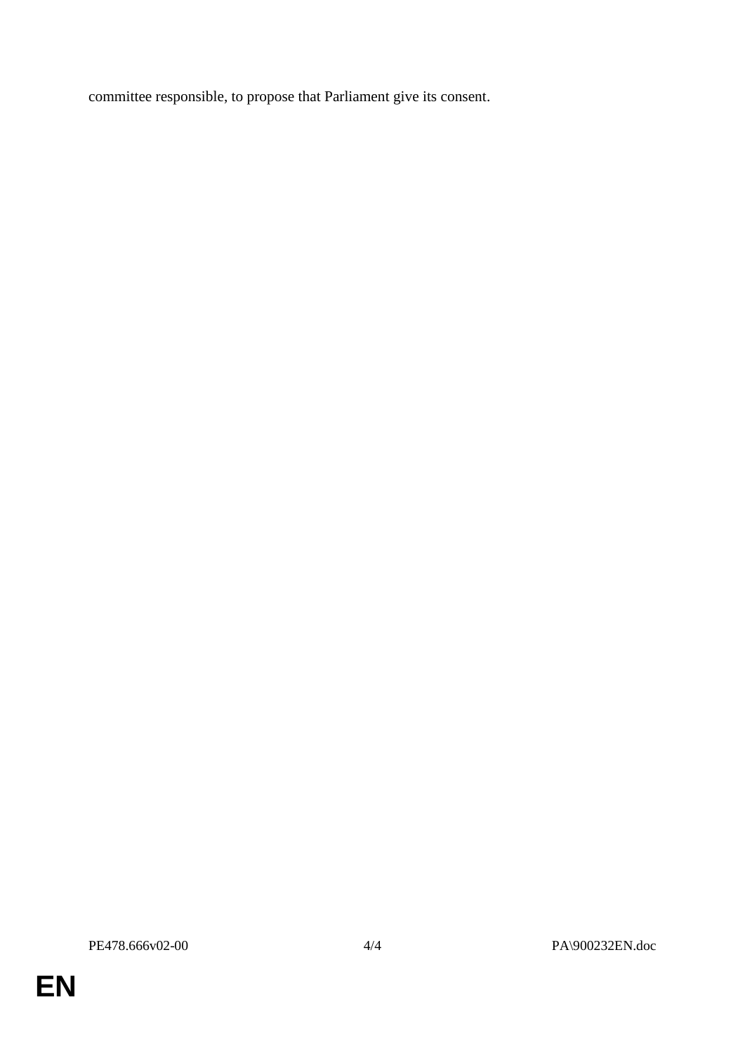committee responsible, to propose that Parliament give its consent.